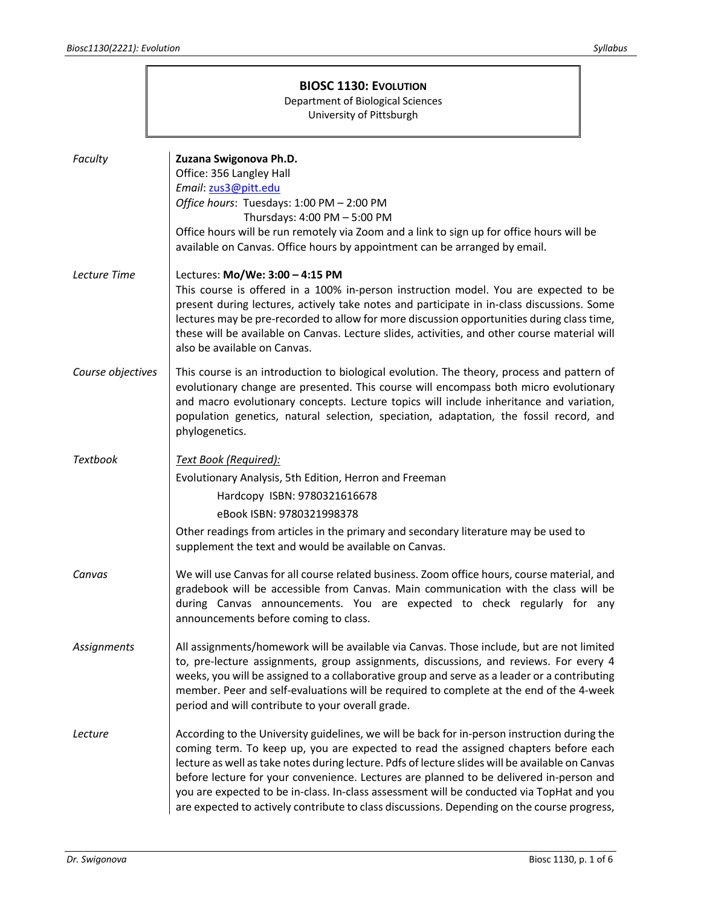# BIOSC 1130: EVOLUTION

Department of Biological Sciences
University of Pittsburgh

*Faculty*

**Zuzana Swigonova Ph.D.**
Office: 356 Langley Hall
*Email*: zus3@pitt.edu
*Office hours*: Tuesdays: 1:00 PM – 2:00 PM
Thursdays: 4:00 PM – 5:00 PM
Office hours will be run remotely via Zoom and a link to sign up for office hours will be available on Canvas. Office hours by appointment can be arranged by email.

*Lecture Time*

Lectures: **Mo/We: 3:00 – 4:15 PM**
This course is offered in a 100% in-person instruction model. You are expected to be present during lectures, actively take notes and participate in in-class discussions. Some lectures may be pre-recorded to allow for more discussion opportunities during class time, these will be available on Canvas. Lecture slides, activities, and other course material will also be available on Canvas.

*Course objectives*

This course is an introduction to biological evolution. The theory, process and pattern of evolutionary change are presented. This course will encompass both micro evolutionary and macro evolutionary concepts. Lecture topics will include inheritance and variation, population genetics, natural selection, speciation, adaptation, the fossil record, and phylogenetics.

*Textbook*

*Text Book (Required):*
Evolutionary Analysis, 5th Edition, Herron and Freeman
Hardcopy ISBN: 9780321616678
eBook ISBN: 9780321998378
Other readings from articles in the primary and secondary literature may be used to supplement the text and would be available on Canvas.

*Canvas*

We will use Canvas for all course related business. Zoom office hours, course material, and gradebook will be accessible from Canvas. Main communication with the class will be during Canvas announcements. You are expected to check regularly for any announcements before coming to class.

*Assignments*

All assignments/homework will be available via Canvas. Those include, but are not limited to, pre-lecture assignments, group assignments, discussions, and reviews. For every 4 weeks, you will be assigned to a collaborative group and serve as a leader or a contributing member. Peer and self-evaluations will be required to complete at the end of the 4-week period and will contribute to your overall grade.

*Lecture*

According to the University guidelines, we will be back for in-person instruction during the coming term. To keep up, you are expected to read the assigned chapters before each lecture as well as take notes during lecture. Pdfs of lecture slides will be available on Canvas before lecture for your convenience. Lectures are planned to be delivered in-person and you are expected to be in-class. In-class assessment will be conducted via TopHat and you are expected to actively contribute to class discussions. Depending on the course progress,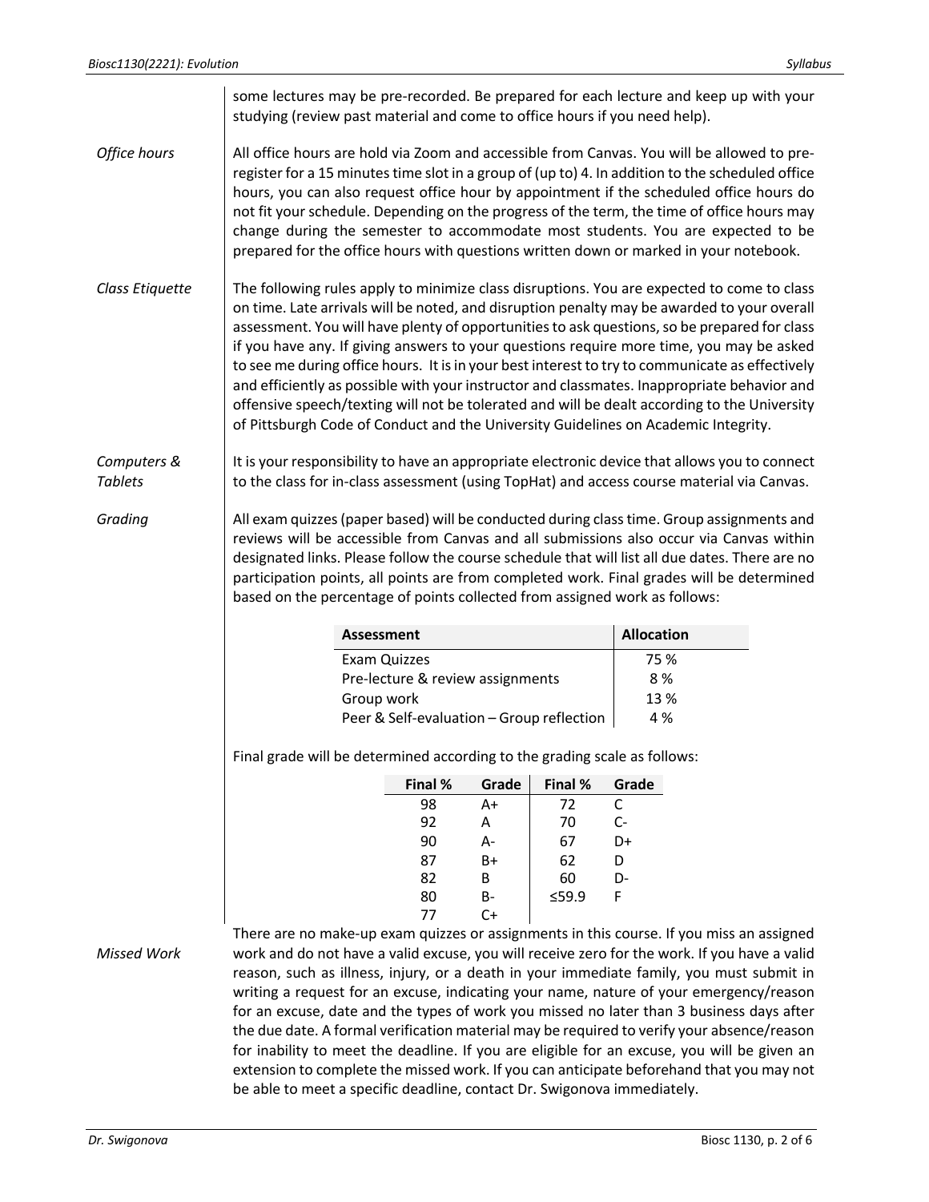some lectures may be pre-recorded. Be prepared for each lecture and keep up with your studying (review past material and come to office hours if you need help).

*Office hours*

All office hours are hold via Zoom and accessible from Canvas. You will be allowed to pre-register for a 15 minutes time slot in a group of (up to) 4. In addition to the scheduled office hours, you can also request office hour by appointment if the scheduled office hours do not fit your schedule. Depending on the progress of the term, the time of office hours may change during the semester to accommodate most students. You are expected to be prepared for the office hours with questions written down or marked in your notebook.

*Class Etiquette*

The following rules apply to minimize class disruptions. You are expected to come to class on time. Late arrivals will be noted, and disruption penalty may be awarded to your overall assessment. You will have plenty of opportunities to ask questions, so be prepared for class if you have any. If giving answers to your questions require more time, you may be asked to see me during office hours. It is in your best interest to try to communicate as effectively and efficiently as possible with your instructor and classmates. Inappropriate behavior and offensive speech/texting will not be tolerated and will be dealt according to the University of Pittsburgh Code of Conduct and the University Guidelines on Academic Integrity.

*Computers & Tablets*

It is your responsibility to have an appropriate electronic device that allows you to connect to the class for in-class assessment (using TopHat) and access course material via Canvas.

*Grading*

All exam quizzes (paper based) will be conducted during class time. Group assignments and reviews will be accessible from Canvas and all submissions also occur via Canvas within designated links. Please follow the course schedule that will list all due dates. There are no participation points, all points are from completed work. Final grades will be determined based on the percentage of points collected from assigned work as follows:

| Assessment | Allocation |
|---|---|
| Exam Quizzes | 75 % |
| Pre-lecture & review assignments | 8 % |
| Group work | 13 % |
| Peer & Self-evaluation – Group reflection | 4 % |

Final grade will be determined according to the grading scale as follows:

| Final % | Grade | Final % | Grade |
|---|---|---|---|
| 98 | A+ | 72 | C |
| 92 | A | 70 | C- |
| 90 | A- | 67 | D+ |
| 87 | B+ | 62 | D |
| 82 | B | 60 | D- |
| 80 | B- | ≤59.9 | F |
| 77 | C+ | | |

*Missed Work*

There are no make-up exam quizzes or assignments in this course. If you miss an assigned work and do not have a valid excuse, you will receive zero for the work. If you have a valid reason, such as illness, injury, or a death in your immediate family, you must submit in writing a request for an excuse, indicating your name, nature of your emergency/reason for an excuse, date and the types of work you missed no later than 3 business days after the due date. A formal verification material may be required to verify your absence/reason for inability to meet the deadline. If you are eligible for an excuse, you will be given an extension to complete the missed work. If you can anticipate beforehand that you may not be able to meet a specific deadline, contact Dr. Swigonova immediately.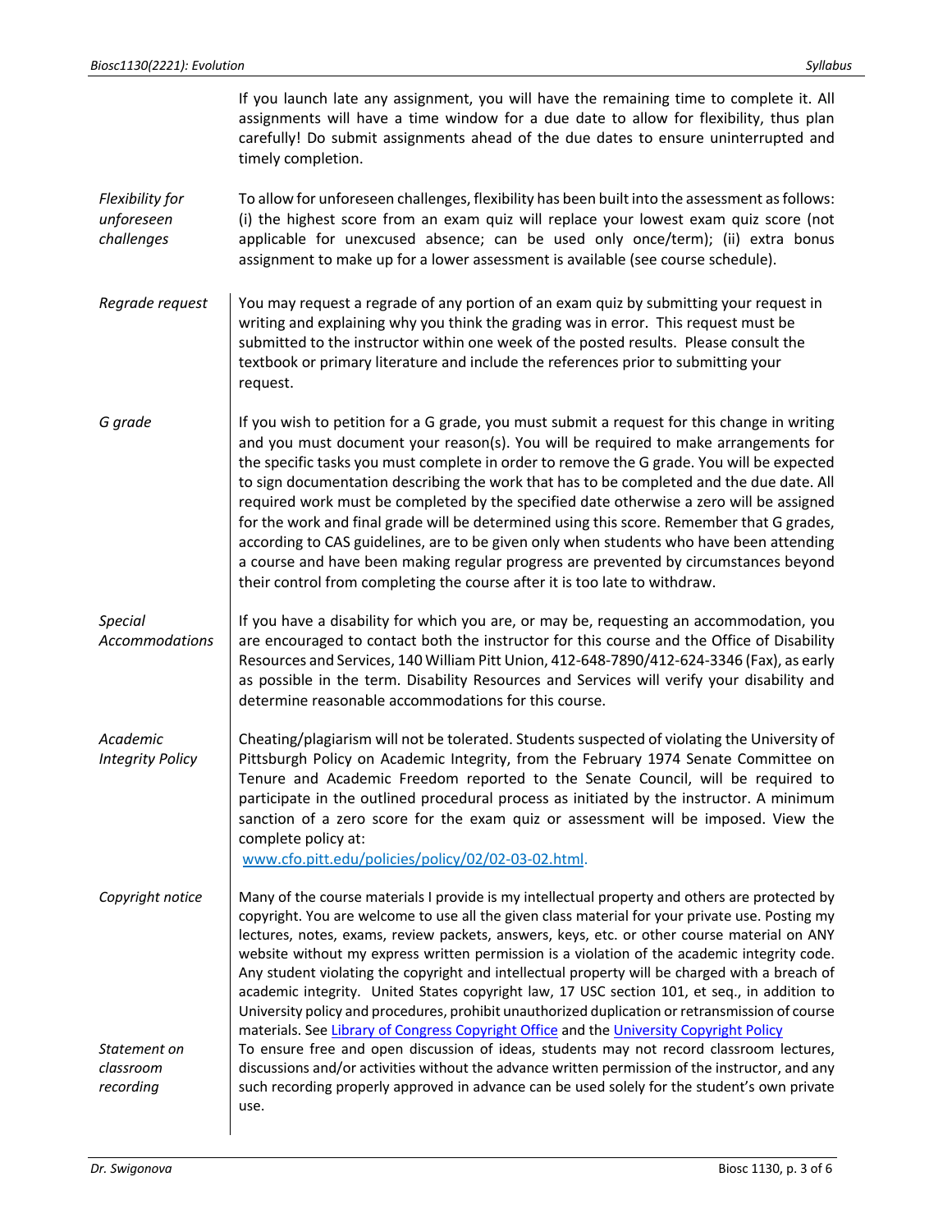If you launch late any assignment, you will have the remaining time to complete it. All assignments will have a time window for a due date to allow for flexibility, thus plan carefully! Do submit assignments ahead of the due dates to ensure uninterrupted and timely completion.

*Flexibility for unforeseen challenges*

To allow for unforeseen challenges, flexibility has been built into the assessment as follows: (i) the highest score from an exam quiz will replace your lowest exam quiz score (not applicable for unexcused absence; can be used only once/term); (ii) extra bonus assignment to make up for a lower assessment is available (see course schedule).

*Regrade request*

You may request a regrade of any portion of an exam quiz by submitting your request in writing and explaining why you think the grading was in error. This request must be submitted to the instructor within one week of the posted results. Please consult the textbook or primary literature and include the references prior to submitting your request.

*G grade*

If you wish to petition for a G grade, you must submit a request for this change in writing and you must document your reason(s). You will be required to make arrangements for the specific tasks you must complete in order to remove the G grade. You will be expected to sign documentation describing the work that has to be completed and the due date. All required work must be completed by the specified date otherwise a zero will be assigned for the work and final grade will be determined using this score. Remember that G grades, according to CAS guidelines, are to be given only when students who have been attending a course and have been making regular progress are prevented by circumstances beyond their control from completing the course after it is too late to withdraw.

*Special Accommodations*

If you have a disability for which you are, or may be, requesting an accommodation, you are encouraged to contact both the instructor for this course and the Office of Disability Resources and Services, 140 William Pitt Union, 412-648-7890/412-624-3346 (Fax), as early as possible in the term. Disability Resources and Services will verify your disability and determine reasonable accommodations for this course.

*Academic Integrity Policy*

Cheating/plagiarism will not be tolerated. Students suspected of violating the University of Pittsburgh Policy on Academic Integrity, from the February 1974 Senate Committee on Tenure and Academic Freedom reported to the Senate Council, will be required to participate in the outlined procedural process as initiated by the instructor. A minimum sanction of a zero score for the exam quiz or assessment will be imposed. View the complete policy at:
www.cfo.pitt.edu/policies/policy/02/02-03-02.html.

*Copyright notice*

Many of the course materials I provide is my intellectual property and others are protected by copyright. You are welcome to use all the given class material for your private use. Posting my lectures, notes, exams, review packets, answers, keys, etc. or other course material on ANY website without my express written permission is a violation of the academic integrity code. Any student violating the copyright and intellectual property will be charged with a breach of academic integrity. United States copyright law, 17 USC section 101, et seq., in addition to University policy and procedures, prohibit unauthorized duplication or retransmission of course materials. See Library of Congress Copyright Office and the University Copyright Policy

*Statement on classroom recording*

To ensure free and open discussion of ideas, students may not record classroom lectures, discussions and/or activities without the advance written permission of the instructor, and any such recording properly approved in advance can be used solely for the student's own private use.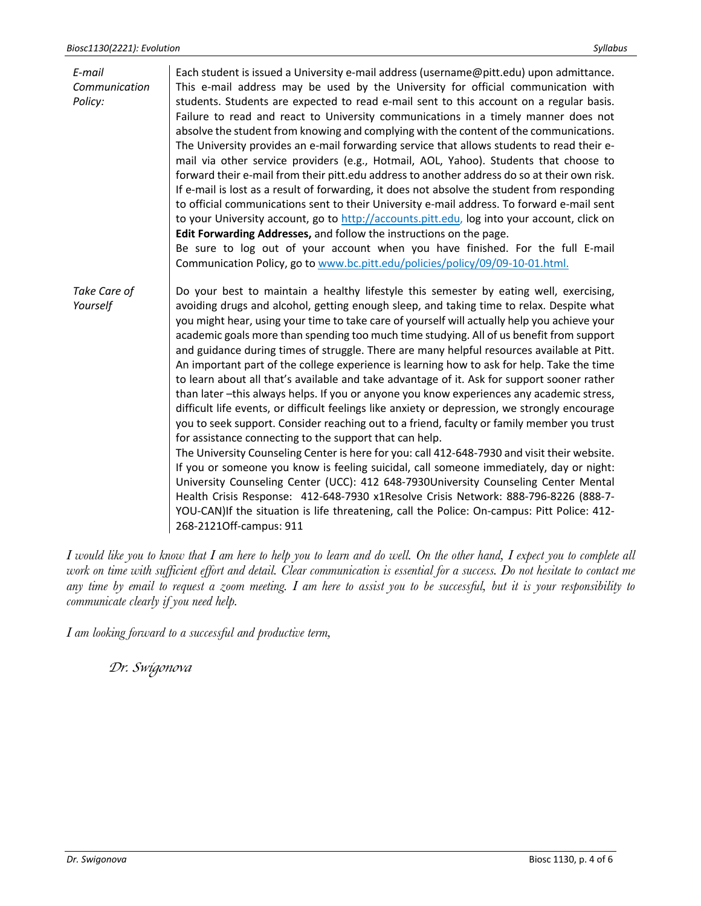| | |
|---|---|
| *E-mail Communication Policy:* | Each student is issued a University e-mail address (username@pitt.edu) upon admittance. This e-mail address may be used by the University for official communication with students. Students are expected to read e-mail sent to this account on a regular basis. Failure to read and react to University communications in a timely manner does not absolve the student from knowing and complying with the content of the communications. The University provides an e-mail forwarding service that allows students to read their e-mail via other service providers (e.g., Hotmail, AOL, Yahoo). Students that choose to forward their e-mail from their pitt.edu address to another address do so at their own risk. If e-mail is lost as a result of forwarding, it does not absolve the student from responding to official communications sent to their University e-mail address. To forward e-mail sent to your University account, go to [http://accounts.pitt.edu,](http://accounts.pitt.edu) log into your account, click on **Edit Forwarding Addresses,** and follow the instructions on the page. Be sure to log out of your account when you have finished. For the full E-mail Communication Policy, go to [www.bc.pitt.edu/policies/policy/09/09-10-01.html.](http://www.bc.pitt.edu/policies/policy/09/09-10-01.html) |
| *Take Care of Yourself* | Do your best to maintain a healthy lifestyle this semester by eating well, exercising, avoiding drugs and alcohol, getting enough sleep, and taking time to relax. Despite what you might hear, using your time to take care of yourself will actually help you achieve your academic goals more than spending too much time studying. All of us benefit from support and guidance during times of struggle. There are many helpful resources available at Pitt. An important part of the college experience is learning how to ask for help. Take the time to learn about all that's available and take advantage of it. Ask for support sooner rather than later –this always helps. If you or anyone you know experiences any academic stress, difficult life events, or difficult feelings like anxiety or depression, we strongly encourage you to seek support. Consider reaching out to a friend, faculty or family member you trust for assistance connecting to the support that can help. The University Counseling Center is here for you: call 412-648-7930 and visit their website. If you or someone you know is feeling suicidal, call someone immediately, day or night: University Counseling Center (UCC): 412 648-7930University Counseling Center Mental Health Crisis Response: 412-648-7930 x1Resolve Crisis Network: 888-796-8226 (888-7-YOU-CAN)If the situation is life threatening, call the Police: On-campus: Pitt Police: 412-268-2121Off-campus: 911 |

*I would like you to know that I am here to help you to learn and do well. On the other hand, I expect you to complete all work on time with sufficient effort and detail. Clear communication is essential for a success. Do not hesitate to contact me any time by email to request a zoom meeting. I am here to assist you to be successful, but it is your responsibility to communicate clearly if you need help.*

*I am looking forward to a successful and productive term,*

*Dr. Swigonova*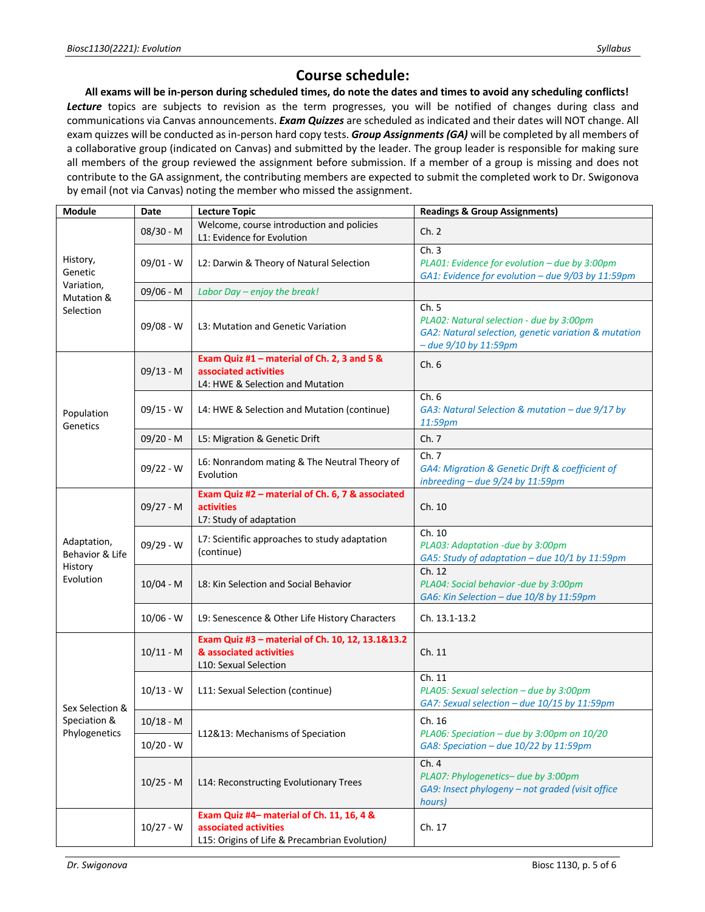# Course schedule:

**All exams will be in-person during scheduled times, do note the dates and times to avoid any scheduling conflicts!**

***Lecture*** topics are subjects to revision as the term progresses, you will be notified of changes during class and communications via Canvas announcements. ***Exam Quizzes*** are scheduled as indicated and their dates will NOT change. All exam quizzes will be conducted as in-person hard copy tests. ***Group Assignments (GA)*** will be completed by all members of a collaborative group (indicated on Canvas) and submitted by the leader. The group leader is responsible for making sure all members of the group reviewed the assignment before submission. If a member of a group is missing and does not contribute to the GA assignment, the contributing members are expected to submit the completed work to Dr. Swigonova by email (not via Canvas) noting the member who missed the assignment.

| Module | Date | Lecture Topic | Readings & Group Assignments) |
|---|---|---|---|
| History, Genetic Variation, Mutation & Selection | 08/30 - M | Welcome, course introduction and policies<br>L1: Evidence for Evolution | Ch. 2 |
| | 09/01 - W | L2: Darwin & Theory of Natural Selection | Ch. 3<br>*PLA01: Evidence for evolution – due by 3:00pm*<br>*GA1: Evidence for evolution – due 9/03 by 11:59pm* |
| | 09/06 - M | *Labor Day – enjoy the break!* | |
| | 09/08 - W | L3: Mutation and Genetic Variation | Ch. 5<br>*PLA02: Natural selection - due by 3:00pm*<br>*GA2: Natural selection, genetic variation & mutation – due 9/10 by 11:59pm* |
| Population Genetics | 09/13 - M | **Exam Quiz #1 – material of Ch. 2, 3 and 5 & associated activities**<br>L4: HWE & Selection and Mutation | Ch. 6 |
| | 09/15 - W | L4: HWE & Selection and Mutation (continue) | Ch. 6<br>*GA3: Natural Selection & mutation – due 9/17 by 11:59pm* |
| | 09/20 - M | L5: Migration & Genetic Drift | Ch. 7 |
| | 09/22 - W | L6: Nonrandom mating & The Neutral Theory of Evolution | Ch. 7<br>*GA4: Migration & Genetic Drift & coefficient of inbreeding – due 9/24 by 11:59pm* |
| Adaptation, Behavior & Life History Evolution | 09/27 - M | **Exam Quiz #2 – material of Ch. 6, 7 & associated activities**<br>L7: Study of adaptation | Ch. 10 |
| | 09/29 - W | L7: Scientific approaches to study adaptation (continue) | Ch. 10<br>*PLA03: Adaptation -due by 3:00pm*<br>*GA5: Study of adaptation – due 10/1 by 11:59pm* |
| | 10/04 - M | L8: Kin Selection and Social Behavior | Ch. 12<br>*PLA04: Social behavior -due by 3:00pm*<br>*GA6: Kin Selection – due 10/8 by 11:59pm* |
| | 10/06 - W | L9: Senescence & Other Life History Characters | Ch. 13.1-13.2 |
| Sex Selection & Speciation & Phylogenetics | 10/11 - M | **Exam Quiz #3 – material of Ch. 10, 12, 13.1&13.2 & associated activities**<br>L10: Sexual Selection | Ch. 11 |
| | 10/13 - W | L11: Sexual Selection (continue) | Ch. 11<br>*PLA05: Sexual selection – due by 3:00pm*<br>*GA7: Sexual selection – due 10/15 by 11:59pm* |
| | 10/18 - M | L12&13: Mechanisms of Speciation | Ch. 16<br>*PLA06: Speciation – due by 3:00pm on 10/20*<br>*GA8: Speciation – due 10/22 by 11:59pm* |
| | 10/20 - W | | |
| | 10/25 - M | L14: Reconstructing Evolutionary Trees | Ch. 4<br>*PLA07: Phylogenetics– due by 3:00pm*<br>*GA9: Insect phylogeny – not graded (visit office hours)* |
| | 10/27 - W | **Exam Quiz #4– material of Ch. 11, 16, 4 & associated activities**<br>L15: Origins of Life & Precambrian Evolution) | Ch. 17 |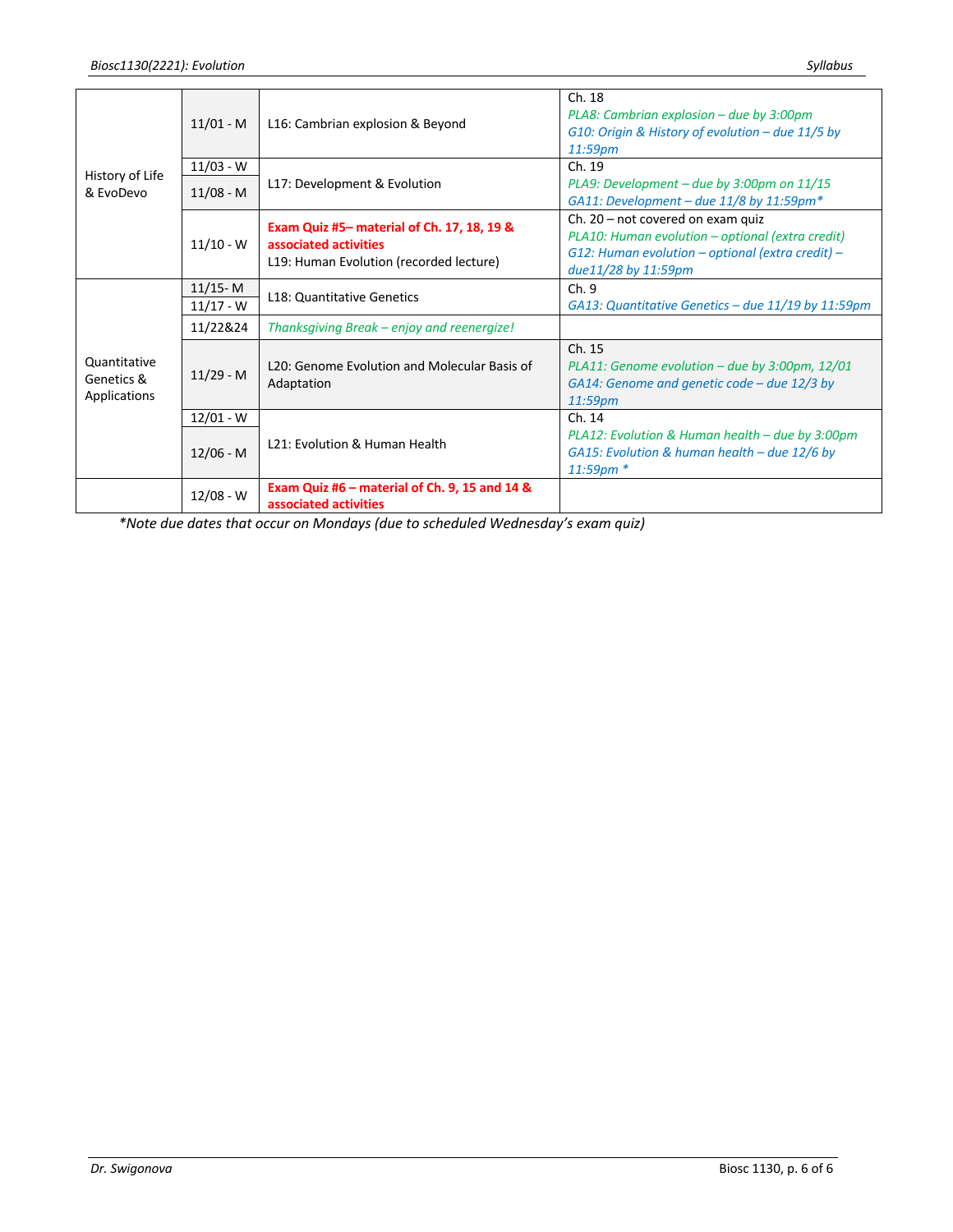| | | | |
|---|---|---|---|
| History of Life & EvoDevo | 11/01 - M | L16: Cambrian explosion & Beyond | Ch. 18<br>*PLA8: Cambrian explosion – due by 3:00pm*<br>*G10: Origin & History of evolution – due 11/5 by 11:59pm* |
| | 11/03 - W<br>11/08 - M | L17: Development & Evolution | Ch. 19<br>*PLA9: Development – due by 3:00pm on 11/15*<br>*GA11: Development – due 11/8 by 11:59pm** |
| | 11/10 - W | **Exam Quiz #5– material of Ch. 17, 18, 19 & associated activities**<br>L19: Human Evolution (recorded lecture) | Ch. 20 – not covered on exam quiz<br>*PLA10: Human evolution – optional (extra credit)*<br>*G12: Human evolution – optional (extra credit) – due11/28 by 11:59pm* |
| Quantitative Genetics & Applications | 11/15- M<br>11/17 - W | L18: Quantitative Genetics | Ch. 9<br>*GA13: Quantitative Genetics – due 11/19 by 11:59pm* |
| | 11/22&24 | *Thanksgiving Break – enjoy and reenergize!* | |
| | 11/29 - M | L20: Genome Evolution and Molecular Basis of Adaptation | Ch. 15<br>*PLA11: Genome evolution – due by 3:00pm, 12/01*<br>*GA14: Genome and genetic code – due 12/3 by 11:59pm* |
| | 12/01 - W<br>12/06 - M | L21: Evolution & Human Health | Ch. 14<br>*PLA12: Evolution & Human health – due by 3:00pm*<br>*GA15: Evolution & human health – due 12/6 by 11:59pm ** |
| | 12/08 - W | **Exam Quiz #6 – material of Ch. 9, 15 and 14 & associated activities** | |

*\*Note due dates that occur on Mondays (due to scheduled Wednesday's exam quiz)*